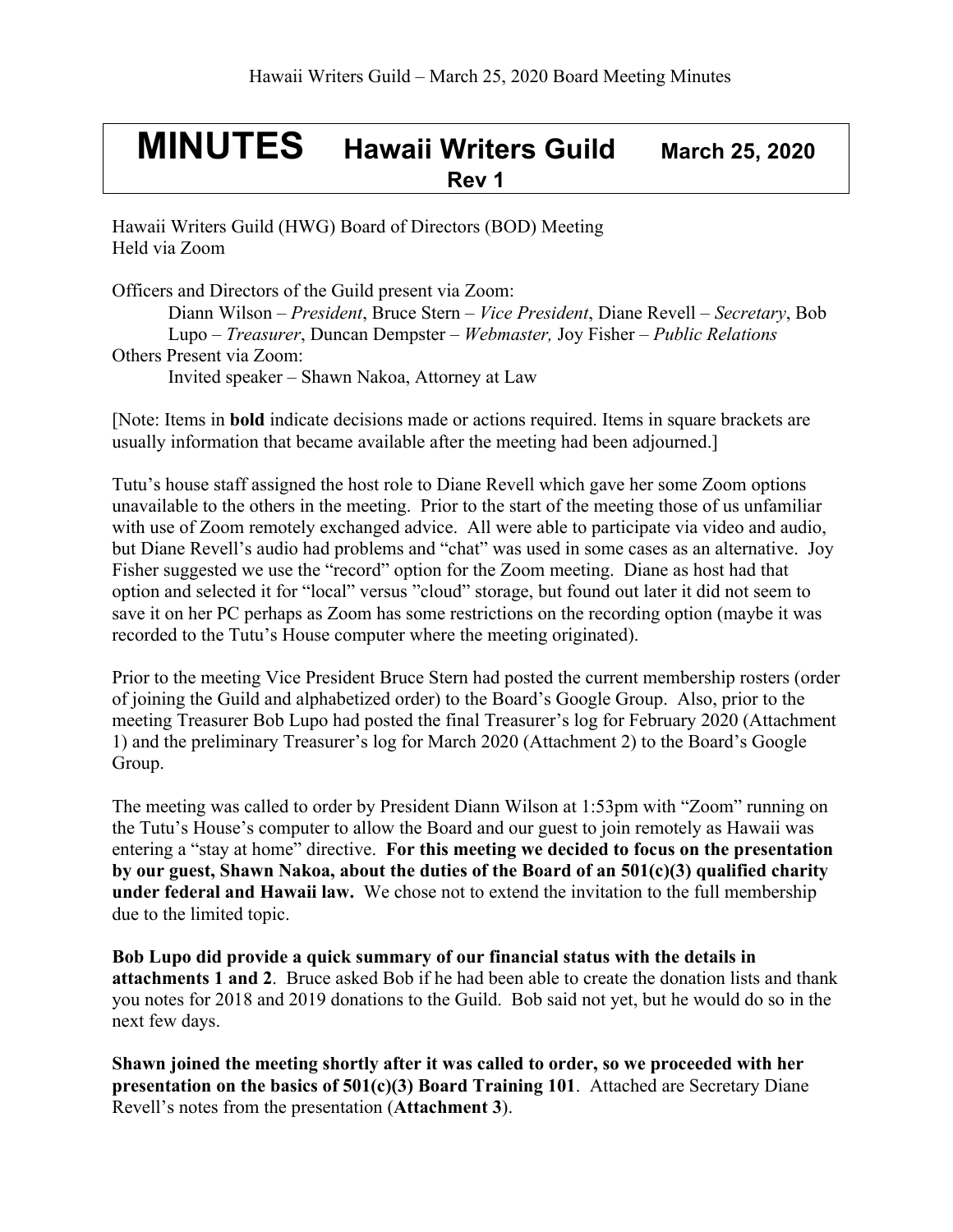# MINUTES Hawaii Writers Guild March 25, 2020

**Rev 1**

Hawaii Writers Guild (HWG) Board of Directors (BOD) Meeting
Held via Zoom

Officers and Directors of the Guild present via Zoom:

Diann Wilson – *President*, Bruce Stern – *Vice President*, Diane Revell – *Secretary*, Bob Lupo – *Treasurer*, Duncan Dempster – *Webmaster,* Joy Fisher – *Public Relations*

Others Present via Zoom:

Invited speaker – Shawn Nakoa, Attorney at Law

[Note: Items in **bold** indicate decisions made or actions required. Items in square brackets are usually information that became available after the meeting had been adjourned.]

Tutu's house staff assigned the host role to Diane Revell which gave her some Zoom options unavailable to the others in the meeting. Prior to the start of the meeting those of us unfamiliar with use of Zoom remotely exchanged advice. All were able to participate via video and audio, but Diane Revell's audio had problems and "chat" was used in some cases as an alternative. Joy Fisher suggested we use the "record" option for the Zoom meeting. Diane as host had that option and selected it for "local" versus "cloud" storage, but found out later it did not seem to save it on her PC perhaps as Zoom has some restrictions on the recording option (maybe it was recorded to the Tutu's House computer where the meeting originated).

Prior to the meeting Vice President Bruce Stern had posted the current membership rosters (order of joining the Guild and alphabetized order) to the Board's Google Group. Also, prior to the meeting Treasurer Bob Lupo had posted the final Treasurer's log for February 2020 (Attachment 1) and the preliminary Treasurer's log for March 2020 (Attachment 2) to the Board's Google Group.

The meeting was called to order by President Diann Wilson at 1:53pm with "Zoom" running on the Tutu's House's computer to allow the Board and our guest to join remotely as Hawaii was entering a "stay at home" directive. **For this meeting we decided to focus on the presentation by our guest, Shawn Nakoa, about the duties of the Board of an 501(c)(3) qualified charity under federal and Hawaii law.** We chose not to extend the invitation to the full membership due to the limited topic.

**Bob Lupo did provide a quick summary of our financial status with the details in attachments 1 and 2**. Bruce asked Bob if he had been able to create the donation lists and thank you notes for 2018 and 2019 donations to the Guild. Bob said not yet, but he would do so in the next few days.

**Shawn joined the meeting shortly after it was called to order, so we proceeded with her presentation on the basics of 501(c)(3) Board Training 101**. Attached are Secretary Diane Revell's notes from the presentation (**Attachment 3**).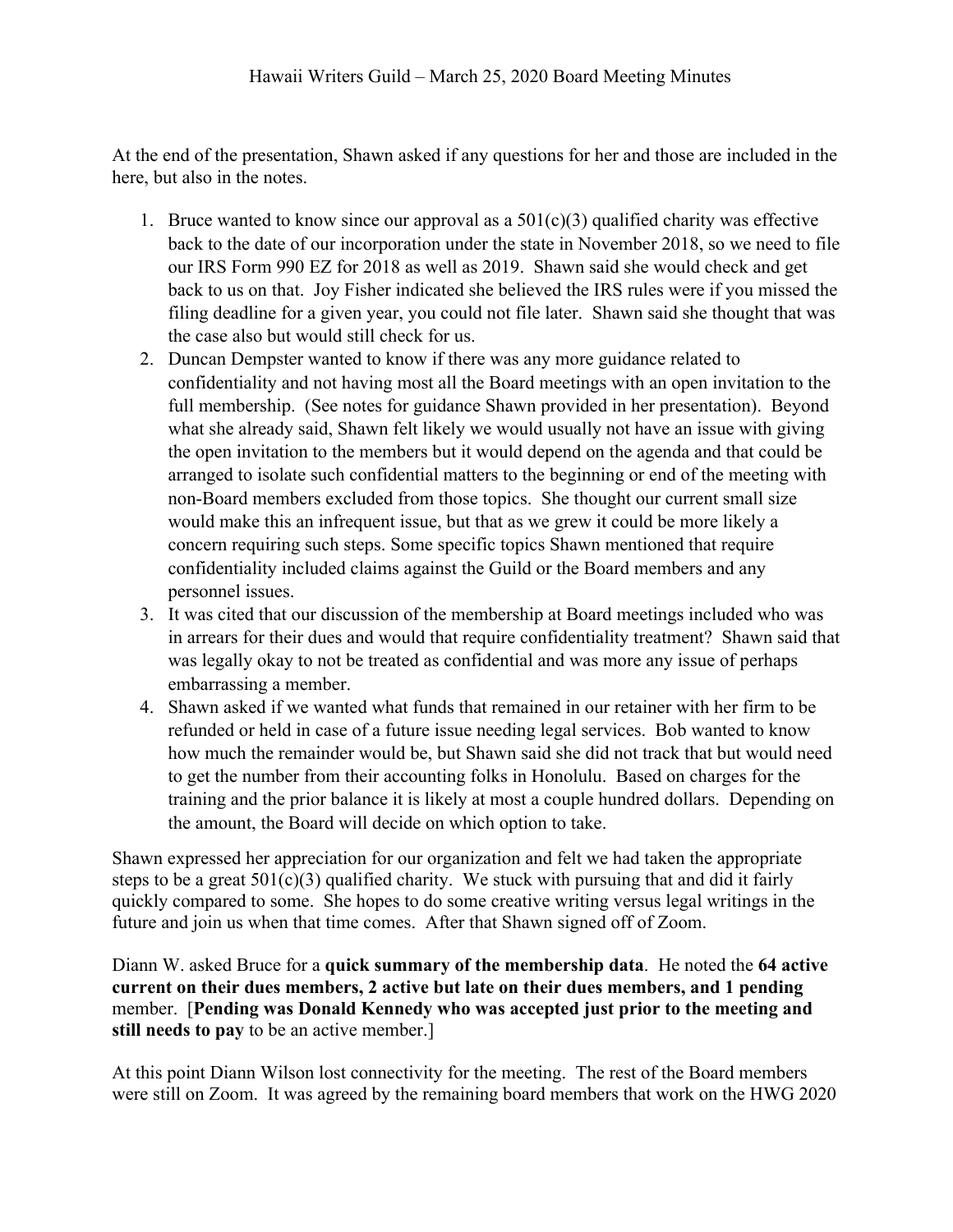At the end of the presentation, Shawn asked if any questions for her and those are included in the here, but also in the notes.

1. Bruce wanted to know since our approval as a 501(c)(3) qualified charity was effective back to the date of our incorporation under the state in November 2018, so we need to file our IRS Form 990 EZ for 2018 as well as 2019. Shawn said she would check and get back to us on that. Joy Fisher indicated she believed the IRS rules were if you missed the filing deadline for a given year, you could not file later. Shawn said she thought that was the case also but would still check for us.
2. Duncan Dempster wanted to know if there was any more guidance related to confidentiality and not having most all the Board meetings with an open invitation to the full membership. (See notes for guidance Shawn provided in her presentation). Beyond what she already said, Shawn felt likely we would usually not have an issue with giving the open invitation to the members but it would depend on the agenda and that could be arranged to isolate such confidential matters to the beginning or end of the meeting with non-Board members excluded from those topics. She thought our current small size would make this an infrequent issue, but that as we grew it could be more likely a concern requiring such steps. Some specific topics Shawn mentioned that require confidentiality included claims against the Guild or the Board members and any personnel issues.
3. It was cited that our discussion of the membership at Board meetings included who was in arrears for their dues and would that require confidentiality treatment? Shawn said that was legally okay to not be treated as confidential and was more any issue of perhaps embarrassing a member.
4. Shawn asked if we wanted what funds that remained in our retainer with her firm to be refunded or held in case of a future issue needing legal services. Bob wanted to know how much the remainder would be, but Shawn said she did not track that but would need to get the number from their accounting folks in Honolulu. Based on charges for the training and the prior balance it is likely at most a couple hundred dollars. Depending on the amount, the Board will decide on which option to take.

Shawn expressed her appreciation for our organization and felt we had taken the appropriate steps to be a great 501(c)(3) qualified charity. We stuck with pursuing that and did it fairly quickly compared to some. She hopes to do some creative writing versus legal writings in the future and join us when that time comes. After that Shawn signed off of Zoom.

Diann W. asked Bruce for a **quick summary of the membership data**. He noted the **64 active current on their dues members, 2 active but late on their dues members, and 1 pending** member. [**Pending was Donald Kennedy who was accepted just prior to the meeting and still needs to pay** to be an active member.]

At this point Diann Wilson lost connectivity for the meeting. The rest of the Board members were still on Zoom. It was agreed by the remaining board members that work on the HWG 2020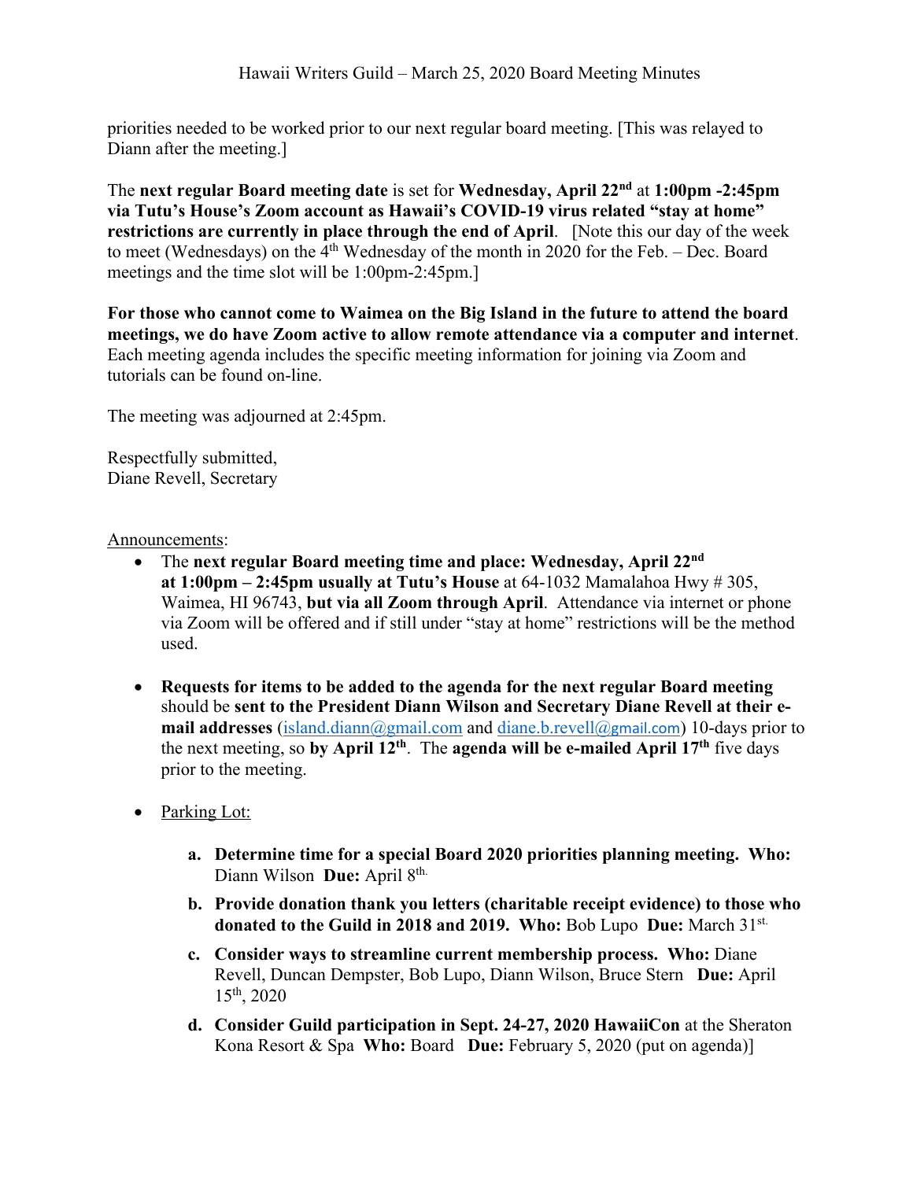priorities needed to be worked prior to our next regular board meeting. [This was relayed to Diann after the meeting.]

The **next regular Board meeting date** is set for **Wednesday, April 22nd** at **1:00pm -2:45pm via Tutu's House's Zoom account as Hawaii's COVID-19 virus related "stay at home" restrictions are currently in place through the end of April**. [Note this our day of the week to meet (Wednesdays) on the 4th Wednesday of the month in 2020 for the Feb. – Dec. Board meetings and the time slot will be 1:00pm-2:45pm.]

**For those who cannot come to Waimea on the Big Island in the future to attend the board meetings, we do have Zoom active to allow remote attendance via a computer and internet**. Each meeting agenda includes the specific meeting information for joining via Zoom and tutorials can be found on-line.

The meeting was adjourned at 2:45pm.

Respectfully submitted,
Diane Revell, Secretary

<u>Announcements</u>:

- The **next regular Board meeting time and place: Wednesday, April 22nd at 1:00pm – 2:45pm usually at Tutu's House** at 64-1032 Mamalahoa Hwy # 305, Waimea, HI 96743, **but via all Zoom through April**. Attendance via internet or phone via Zoom will be offered and if still under "stay at home" restrictions will be the method used.

- **Requests for items to be added to the agenda for the next regular Board meeting** should be **sent to the President Diann Wilson and Secretary Diane Revell at their e-mail addresses** (island.diann@gmail.com and diane.b.revell@gmail.com) 10-days prior to the next meeting, so **by April 12th**. The **agenda will be e-mailed April 17th** five days prior to the meeting.

- <u>Parking Lot:</u>

    a. **Determine time for a special Board 2020 priorities planning meeting. Who:** Diann Wilson **Due:** April 8th.
    b. **Provide donation thank you letters (charitable receipt evidence) to those who donated to the Guild in 2018 and 2019. Who:** Bob Lupo **Due:** March 31st.
    c. **Consider ways to streamline current membership process. Who:** Diane Revell, Duncan Dempster, Bob Lupo, Diann Wilson, Bruce Stern **Due:** April 15th, 2020
    d. **Consider Guild participation in Sept. 24-27, 2020 HawaiiCon** at the Sheraton Kona Resort & Spa **Who:** Board **Due:** February 5, 2020 (put on agenda)]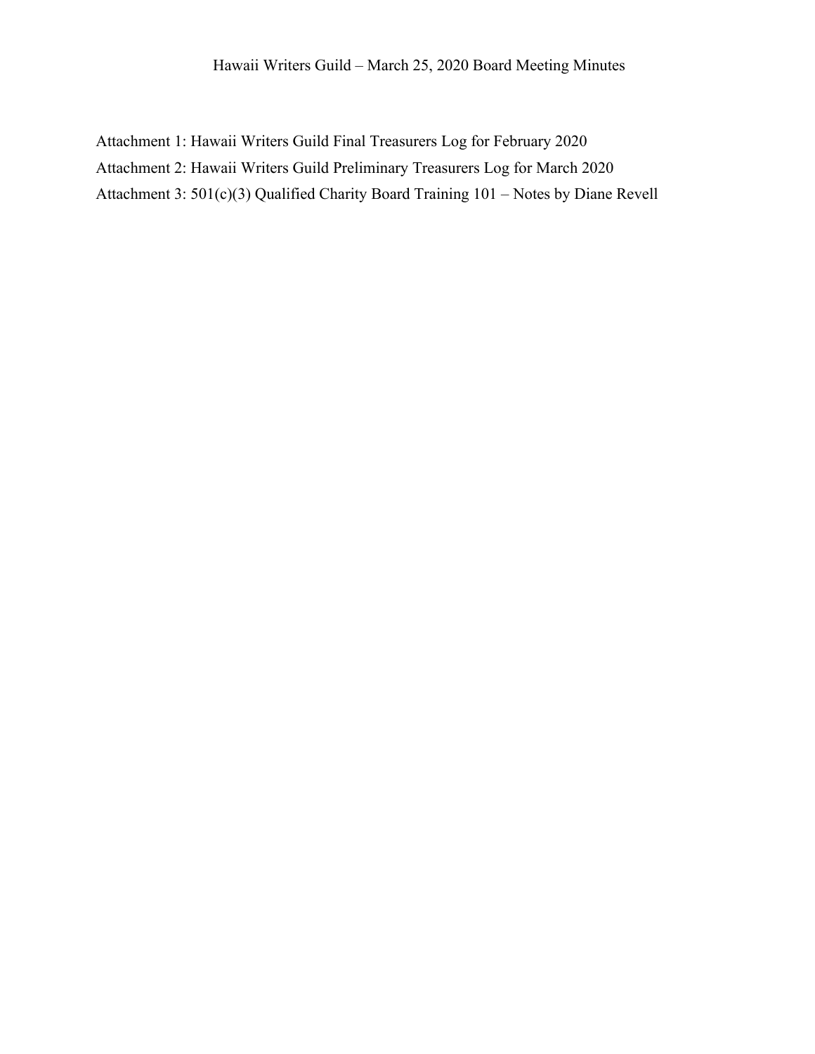Hawaii Writers Guild – March 25, 2020 Board Meeting Minutes

Attachment 1: Hawaii Writers Guild Final Treasurers Log for February 2020

Attachment 2: Hawaii Writers Guild Preliminary Treasurers Log for March 2020

Attachment 3: 501(c)(3) Qualified Charity Board Training 101 – Notes by Diane Revell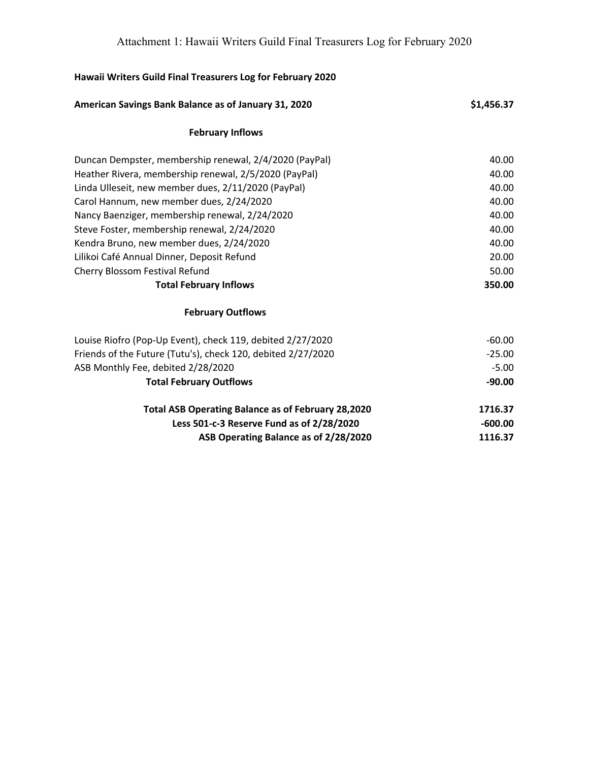# Attachment 1: Hawaii Writers Guild Final Treasurers Log for February 2020

**Hawaii Writers Guild Final Treasurers Log for February 2020**

| **American Savings Bank Balance as of January 31, 2020** | **$1,456.37** |
|---|---|
| **February Inflows** | |
| Duncan Dempster, membership renewal, 2/4/2020 (PayPal) | 40.00 |
| Heather Rivera, membership renewal, 2/5/2020 (PayPal) | 40.00 |
| Linda Ulleseit, new member dues, 2/11/2020 (PayPal) | 40.00 |
| Carol Hannum, new member dues, 2/24/2020 | 40.00 |
| Nancy Baenziger, membership renewal, 2/24/2020 | 40.00 |
| Steve Foster, membership renewal, 2/24/2020 | 40.00 |
| Kendra Bruno, new member dues, 2/24/2020 | 40.00 |
| Lilikoi Café Annual Dinner, Deposit Refund | 20.00 |
| Cherry Blossom Festival Refund | 50.00 |
| **Total February Inflows** | **350.00** |
| **February Outflows** | |
| Louise Riofro (Pop-Up Event), check 119, debited 2/27/2020 | -60.00 |
| Friends of the Future (Tutu's), check 120, debited 2/27/2020 | -25.00 |
| ASB Monthly Fee, debited 2/28/2020 | -5.00 |
| **Total February Outflows** | **-90.00** |
| **Total ASB Operating Balance as of February 28,2020** | **1716.37** |
| **Less 501-c-3 Reserve Fund as of 2/28/2020** | **-600.00** |
| **ASB Operating Balance as of 2/28/2020** | **1116.37** |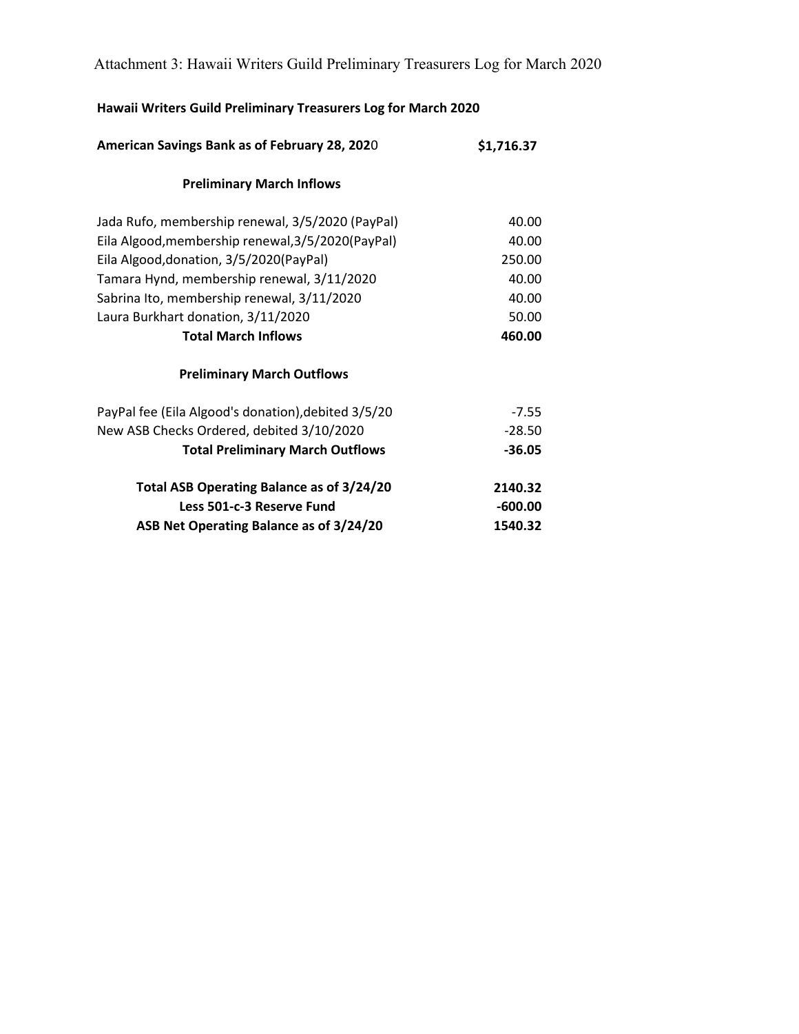Attachment 3: Hawaii Writers Guild Preliminary Treasurers Log for March 2020

**Hawaii Writers Guild Preliminary Treasurers Log for March 2020**

| | |
|---|---|
| **American Savings Bank as of February 28, 2020** | **$1,716.37** |
| **Preliminary March Inflows** | |
| Jada Rufo, membership renewal, 3/5/2020 (PayPal) | 40.00 |
| Eila Algood,membership renewal,3/5/2020(PayPal) | 40.00 |
| Eila Algood,donation, 3/5/2020(PayPal) | 250.00 |
| Tamara Hynd, membership renewal, 3/11/2020 | 40.00 |
| Sabrina Ito, membership renewal, 3/11/2020 | 40.00 |
| Laura Burkhart donation, 3/11/2020 | 50.00 |
| **Total March Inflows** | **460.00** |
| **Preliminary March Outflows** | |
| PayPal fee (Eila Algood's donation),debited 3/5/20 | -7.55 |
| New ASB Checks Ordered, debited 3/10/2020 | -28.50 |
| **Total Preliminary March Outflows** | **-36.05** |
| **Total ASB Operating Balance as of 3/24/20** | **2140.32** |
| **Less 501-c-3 Reserve Fund** | **-600.00** |
| **ASB Net Operating Balance as of 3/24/20** | **1540.32** |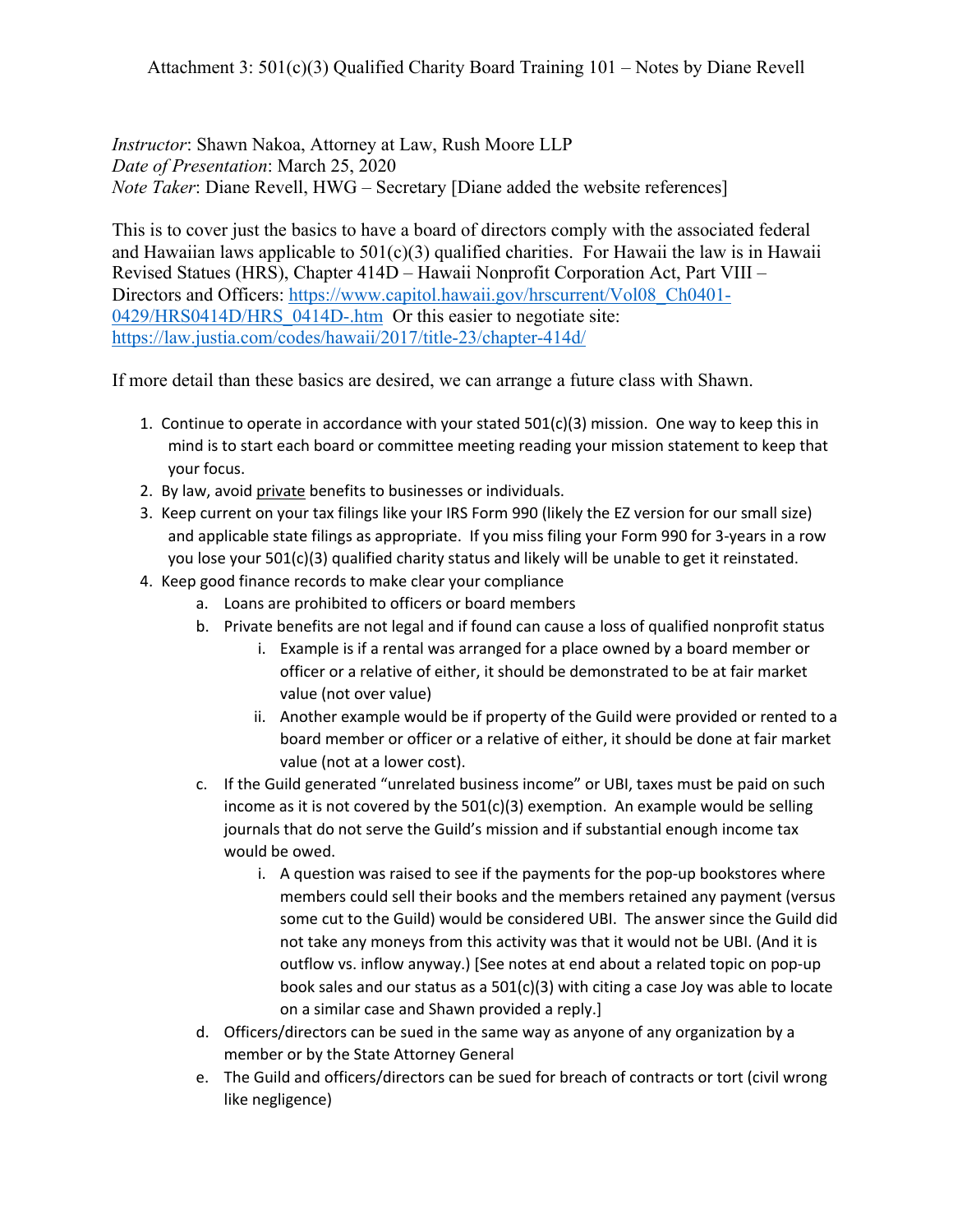Attachment 3: 501(c)(3) Qualified Charity Board Training 101 – Notes by Diane Revell

*Instructor*: Shawn Nakoa, Attorney at Law, Rush Moore LLP
*Date of Presentation*: March 25, 2020
*Note Taker*: Diane Revell, HWG – Secretary [Diane added the website references]

This is to cover just the basics to have a board of directors comply with the associated federal and Hawaiian laws applicable to 501(c)(3) qualified charities. For Hawaii the law is in Hawaii Revised Statues (HRS), Chapter 414D – Hawaii Nonprofit Corporation Act, Part VIII – Directors and Officers: https://www.capitol.hawaii.gov/hrscurrent/Vol08_Ch0401-0429/HRS0414D/HRS_0414D-.htm Or this easier to negotiate site: https://law.justia.com/codes/hawaii/2017/title-23/chapter-414d/

If more detail than these basics are desired, we can arrange a future class with Shawn.

1. Continue to operate in accordance with your stated 501(c)(3) mission. One way to keep this in mind is to start each board or committee meeting reading your mission statement to keep that your focus.
2. By law, avoid <u>private</u> benefits to businesses or individuals.
3. Keep current on your tax filings like your IRS Form 990 (likely the EZ version for our small size) and applicable state filings as appropriate. If you miss filing your Form 990 for 3-years in a row you lose your 501(c)(3) qualified charity status and likely will be unable to get it reinstated.
4. Keep good finance records to make clear your compliance
   a. Loans are prohibited to officers or board members
   b. Private benefits are not legal and if found can cause a loss of qualified nonprofit status
      i. Example is if a rental was arranged for a place owned by a board member or officer or a relative of either, it should be demonstrated to be at fair market value (not over value)
      ii. Another example would be if property of the Guild were provided or rented to a board member or officer or a relative of either, it should be done at fair market value (not at a lower cost).
   c. If the Guild generated "unrelated business income" or UBI, taxes must be paid on such income as it is not covered by the 501(c)(3) exemption. An example would be selling journals that do not serve the Guild's mission and if substantial enough income tax would be owed.
      i. A question was raised to see if the payments for the pop-up bookstores where members could sell their books and the members retained any payment (versus some cut to the Guild) would be considered UBI. The answer since the Guild did not take any moneys from this activity was that it would not be UBI. (And it is outflow vs. inflow anyway.) [See notes at end about a related topic on pop-up book sales and our status as a 501(c)(3) with citing a case Joy was able to locate on a similar case and Shawn provided a reply.]
   d. Officers/directors can be sued in the same way as anyone of any organization by a member or by the State Attorney General
   e. The Guild and officers/directors can be sued for breach of contracts or tort (civil wrong like negligence)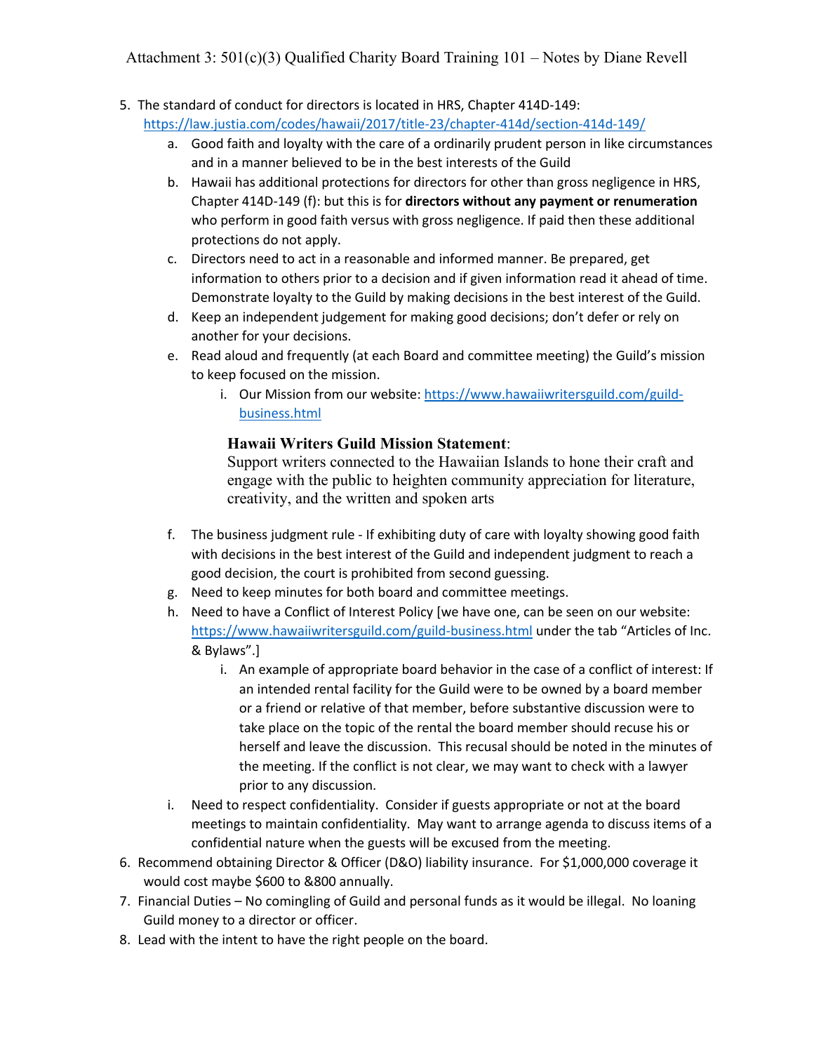Attachment 3: 501(c)(3) Qualified Charity Board Training 101 – Notes by Diane Revell

5. The standard of conduct for directors is located in HRS, Chapter 414D-149: https://law.justia.com/codes/hawaii/2017/title-23/chapter-414d/section-414d-149/
   a. Good faith and loyalty with the care of a ordinarily prudent person in like circumstances and in a manner believed to be in the best interests of the Guild
   b. Hawaii has additional protections for directors for other than gross negligence in HRS, Chapter 414D-149 (f): but this is for **directors without any payment or renumeration** who perform in good faith versus with gross negligence. If paid then these additional protections do not apply.
   c. Directors need to act in a reasonable and informed manner. Be prepared, get information to others prior to a decision and if given information read it ahead of time. Demonstrate loyalty to the Guild by making decisions in the best interest of the Guild.
   d. Keep an independent judgement for making good decisions; don't defer or rely on another for your decisions.
   e. Read aloud and frequently (at each Board and committee meeting) the Guild's mission to keep focused on the mission.
      i. Our Mission from our website: https://www.hawaiiwritersguild.com/guild-business.html

         **Hawaii Writers Guild Mission Statement**:
         Support writers connected to the Hawaiian Islands to hone their craft and engage with the public to heighten community appreciation for literature, creativity, and the written and spoken arts

   f. The business judgment rule - If exhibiting duty of care with loyalty showing good faith with decisions in the best interest of the Guild and independent judgment to reach a good decision, the court is prohibited from second guessing.
   g. Need to keep minutes for both board and committee meetings.
   h. Need to have a Conflict of Interest Policy [we have one, can be seen on our website: https://www.hawaiiwritersguild.com/guild-business.html under the tab "Articles of Inc. & Bylaws".]
      i. An example of appropriate board behavior in the case of a conflict of interest: If an intended rental facility for the Guild were to be owned by a board member or a friend or relative of that member, before substantive discussion were to take place on the topic of the rental the board member should recuse his or herself and leave the discussion. This recusal should be noted in the minutes of the meeting. If the conflict is not clear, we may want to check with a lawyer prior to any discussion.
   i. Need to respect confidentiality. Consider if guests appropriate or not at the board meetings to maintain confidentiality. May want to arrange agenda to discuss items of a confidential nature when the guests will be excused from the meeting.
6. Recommend obtaining Director & Officer (D&O) liability insurance. For $1,000,000 coverage it would cost maybe $600 to &800 annually.
7. Financial Duties – No comingling of Guild and personal funds as it would be illegal. No loaning Guild money to a director or officer.
8. Lead with the intent to have the right people on the board.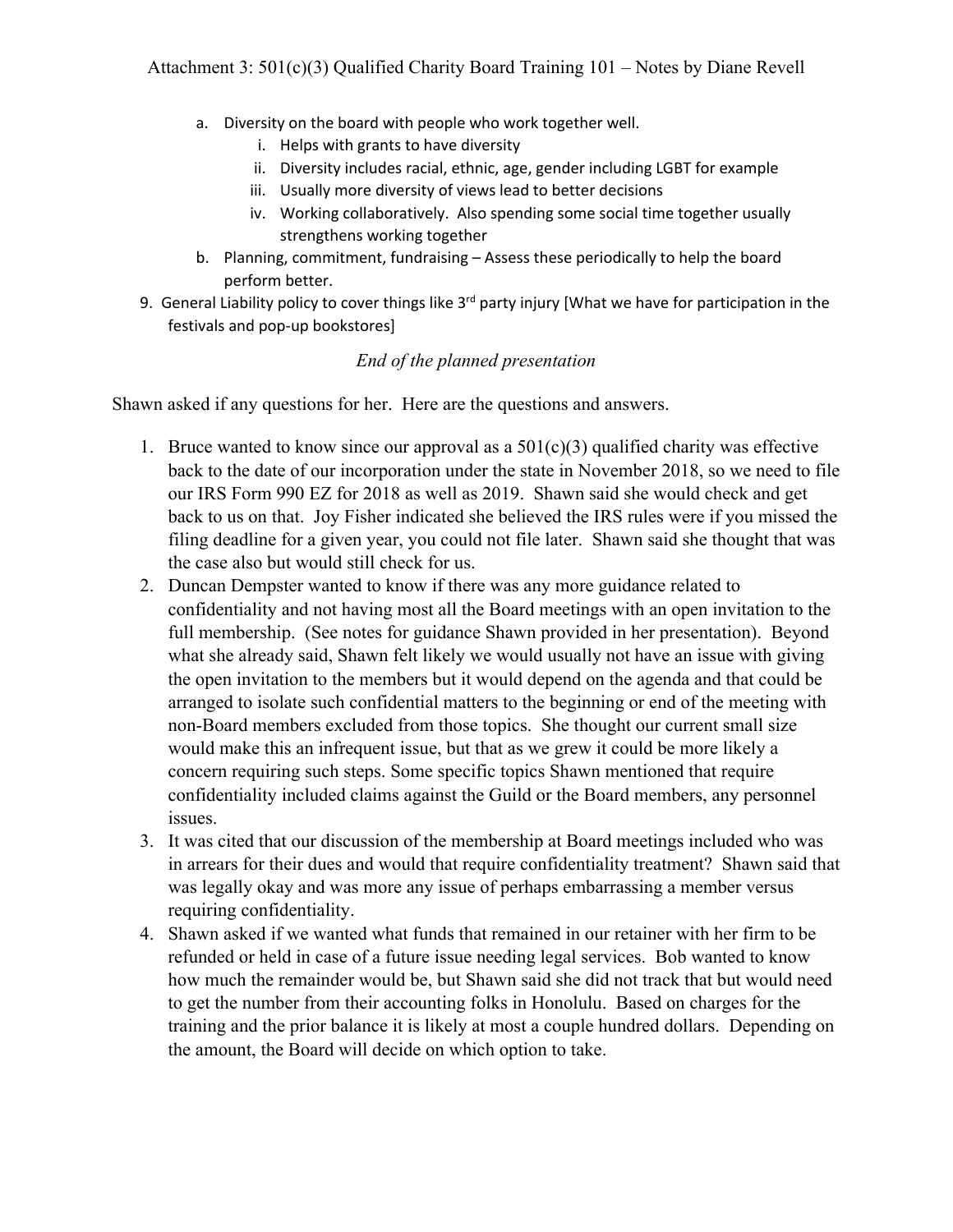a. Diversity on the board with people who work together well.
    i. Helps with grants to have diversity
    ii. Diversity includes racial, ethnic, age, gender including LGBT for example
    iii. Usually more diversity of views lead to better decisions
    iv. Working collaboratively. Also spending some social time together usually strengthens working together
b. Planning, commitment, fundraising – Assess these periodically to help the board perform better.

9. General Liability policy to cover things like 3rd party injury [What we have for participation in the festivals and pop-up bookstores]

*End of the planned presentation*

Shawn asked if any questions for her. Here are the questions and answers.

1. Bruce wanted to know since our approval as a 501(c)(3) qualified charity was effective back to the date of our incorporation under the state in November 2018, so we need to file our IRS Form 990 EZ for 2018 as well as 2019. Shawn said she would check and get back to us on that. Joy Fisher indicated she believed the IRS rules were if you missed the filing deadline for a given year, you could not file later. Shawn said she thought that was the case also but would still check for us.
2. Duncan Dempster wanted to know if there was any more guidance related to confidentiality and not having most all the Board meetings with an open invitation to the full membership. (See notes for guidance Shawn provided in her presentation). Beyond what she already said, Shawn felt likely we would usually not have an issue with giving the open invitation to the members but it would depend on the agenda and that could be arranged to isolate such confidential matters to the beginning or end of the meeting with non-Board members excluded from those topics. She thought our current small size would make this an infrequent issue, but that as we grew it could be more likely a concern requiring such steps. Some specific topics Shawn mentioned that require confidentiality included claims against the Guild or the Board members, any personnel issues.
3. It was cited that our discussion of the membership at Board meetings included who was in arrears for their dues and would that require confidentiality treatment? Shawn said that was legally okay and was more any issue of perhaps embarrassing a member versus requiring confidentiality.
4. Shawn asked if we wanted what funds that remained in our retainer with her firm to be refunded or held in case of a future issue needing legal services. Bob wanted to know how much the remainder would be, but Shawn said she did not track that but would need to get the number from their accounting folks in Honolulu. Based on charges for the training and the prior balance it is likely at most a couple hundred dollars. Depending on the amount, the Board will decide on which option to take.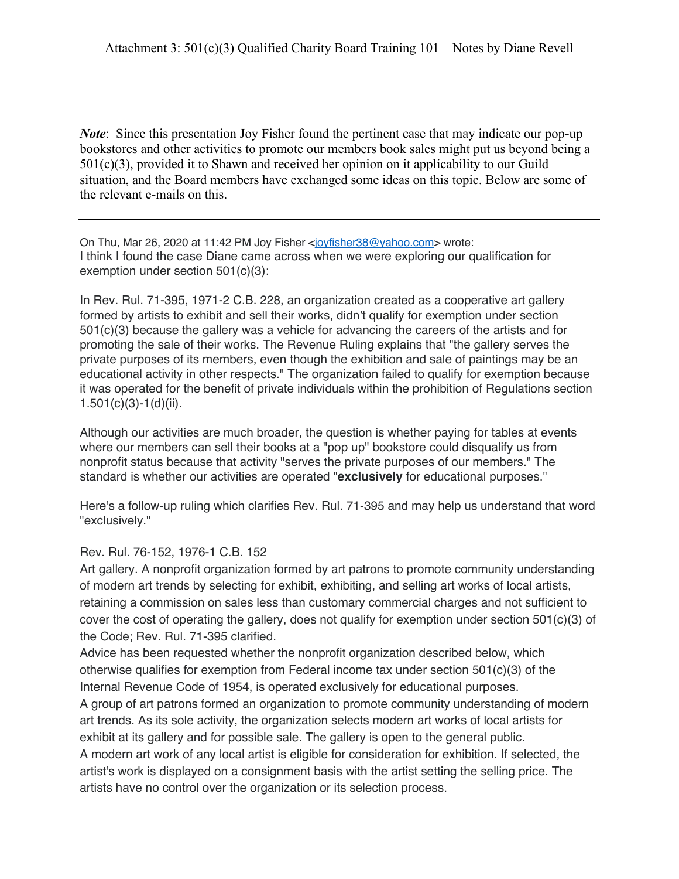Attachment 3: 501(c)(3) Qualified Charity Board Training 101 – Notes by Diane Revell

***Note***: Since this presentation Joy Fisher found the pertinent case that may indicate our pop-up bookstores and other activities to promote our members book sales might put us beyond being a 501(c)(3), provided it to Shawn and received her opinion on it applicability to our Guild situation, and the Board members have exchanged some ideas on this topic. Below are some of the relevant e-mails on this.

---

On Thu, Mar 26, 2020 at 11:42 PM Joy Fisher <joyfisher38@yahoo.com> wrote:
I think I found the case Diane came across when we were exploring our qualification for exemption under section 501(c)(3):

In Rev. Rul. 71-395, 1971-2 C.B. 228, an organization created as a cooperative art gallery formed by artists to exhibit and sell their works, didn't qualify for exemption under section 501(c)(3) because the gallery was a vehicle for advancing the careers of the artists and for promoting the sale of their works. The Revenue Ruling explains that "the gallery serves the private purposes of its members, even though the exhibition and sale of paintings may be an educational activity in other respects." The organization failed to qualify for exemption because it was operated for the benefit of private individuals within the prohibition of Regulations section 1.501(c)(3)-1(d)(ii).

Although our activities are much broader, the question is whether paying for tables at events where our members can sell their books at a "pop up" bookstore could disqualify us from nonprofit status because that activity "serves the private purposes of our members." The standard is whether our activities are operated "**exclusively** for educational purposes."

Here's a follow-up ruling which clarifies Rev. Rul. 71-395 and may help us understand that word "exclusively."

Rev. Rul. 76-152, 1976-1 C.B. 152
Art gallery. A nonprofit organization formed by art patrons to promote community understanding of modern art trends by selecting for exhibit, exhibiting, and selling art works of local artists, retaining a commission on sales less than customary commercial charges and not sufficient to cover the cost of operating the gallery, does not qualify for exemption under section 501(c)(3) of the Code; Rev. Rul. 71-395 clarified.
Advice has been requested whether the nonprofit organization described below, which otherwise qualifies for exemption from Federal income tax under section 501(c)(3) of the Internal Revenue Code of 1954, is operated exclusively for educational purposes.
A group of art patrons formed an organization to promote community understanding of modern art trends. As its sole activity, the organization selects modern art works of local artists for exhibit at its gallery and for possible sale. The gallery is open to the general public.
A modern art work of any local artist is eligible for consideration for exhibition. If selected, the artist's work is displayed on a consignment basis with the artist setting the selling price. The artists have no control over the organization or its selection process.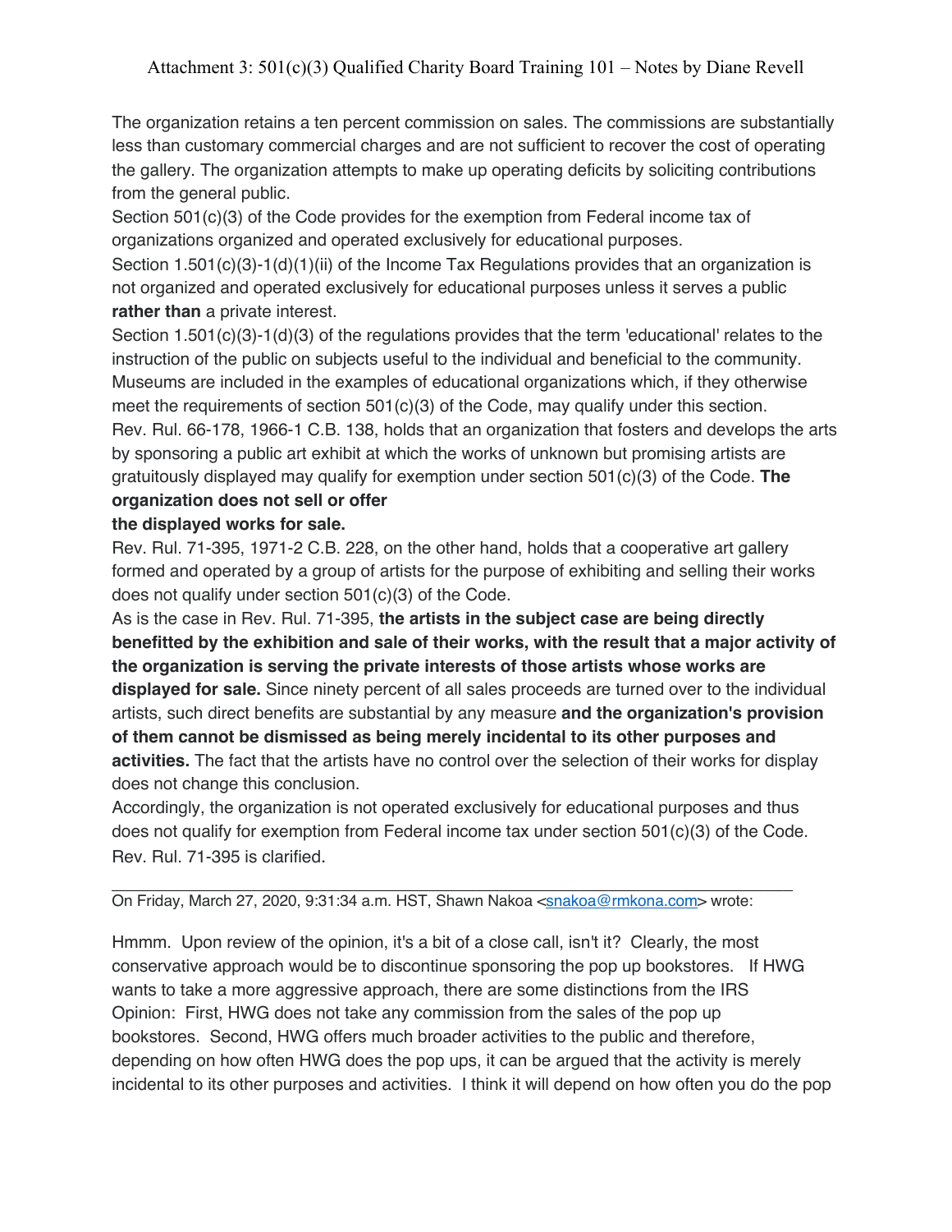Attachment 3: 501(c)(3) Qualified Charity Board Training 101 – Notes by Diane Revell

The organization retains a ten percent commission on sales. The commissions are substantially less than customary commercial charges and are not sufficient to recover the cost of operating the gallery. The organization attempts to make up operating deficits by soliciting contributions from the general public.

Section 501(c)(3) of the Code provides for the exemption from Federal income tax of organizations organized and operated exclusively for educational purposes.

Section 1.501(c)(3)-1(d)(1)(ii) of the Income Tax Regulations provides that an organization is not organized and operated exclusively for educational purposes unless it serves a public **rather than** a private interest.

Section 1.501(c)(3)-1(d)(3) of the regulations provides that the term 'educational' relates to the instruction of the public on subjects useful to the individual and beneficial to the community. Museums are included in the examples of educational organizations which, if they otherwise meet the requirements of section 501(c)(3) of the Code, may qualify under this section.

Rev. Rul. 66-178, 1966-1 C.B. 138, holds that an organization that fosters and develops the arts by sponsoring a public art exhibit at which the works of unknown but promising artists are gratuitously displayed may qualify for exemption under section 501(c)(3) of the Code. **The organization does not sell or offer the displayed works for sale.**

Rev. Rul. 71-395, 1971-2 C.B. 228, on the other hand, holds that a cooperative art gallery formed and operated by a group of artists for the purpose of exhibiting and selling their works does not qualify under section 501(c)(3) of the Code.

As is the case in Rev. Rul. 71-395, **the artists in the subject case are being directly benefitted by the exhibition and sale of their works, with the result that a major activity of the organization is serving the private interests of those artists whose works are displayed for sale.** Since ninety percent of all sales proceeds are turned over to the individual artists, such direct benefits are substantial by any measure **and the organization's provision of them cannot be dismissed as being merely incidental to its other purposes and activities.** The fact that the artists have no control over the selection of their works for display does not change this conclusion.

Accordingly, the organization is not operated exclusively for educational purposes and thus does not qualify for exemption from Federal income tax under section 501(c)(3) of the Code. Rev. Rul. 71-395 is clarified.

---

On Friday, March 27, 2020, 9:31:34 a.m. HST, Shawn Nakoa <snakoa@rmkona.com> wrote:

Hmmm. Upon review of the opinion, it's a bit of a close call, isn't it? Clearly, the most conservative approach would be to discontinue sponsoring the pop up bookstores. If HWG wants to take a more aggressive approach, there are some distinctions from the IRS Opinion: First, HWG does not take any commission from the sales of the pop up bookstores. Second, HWG offers much broader activities to the public and therefore, depending on how often HWG does the pop ups, it can be argued that the activity is merely incidental to its other purposes and activities. I think it will depend on how often you do the pop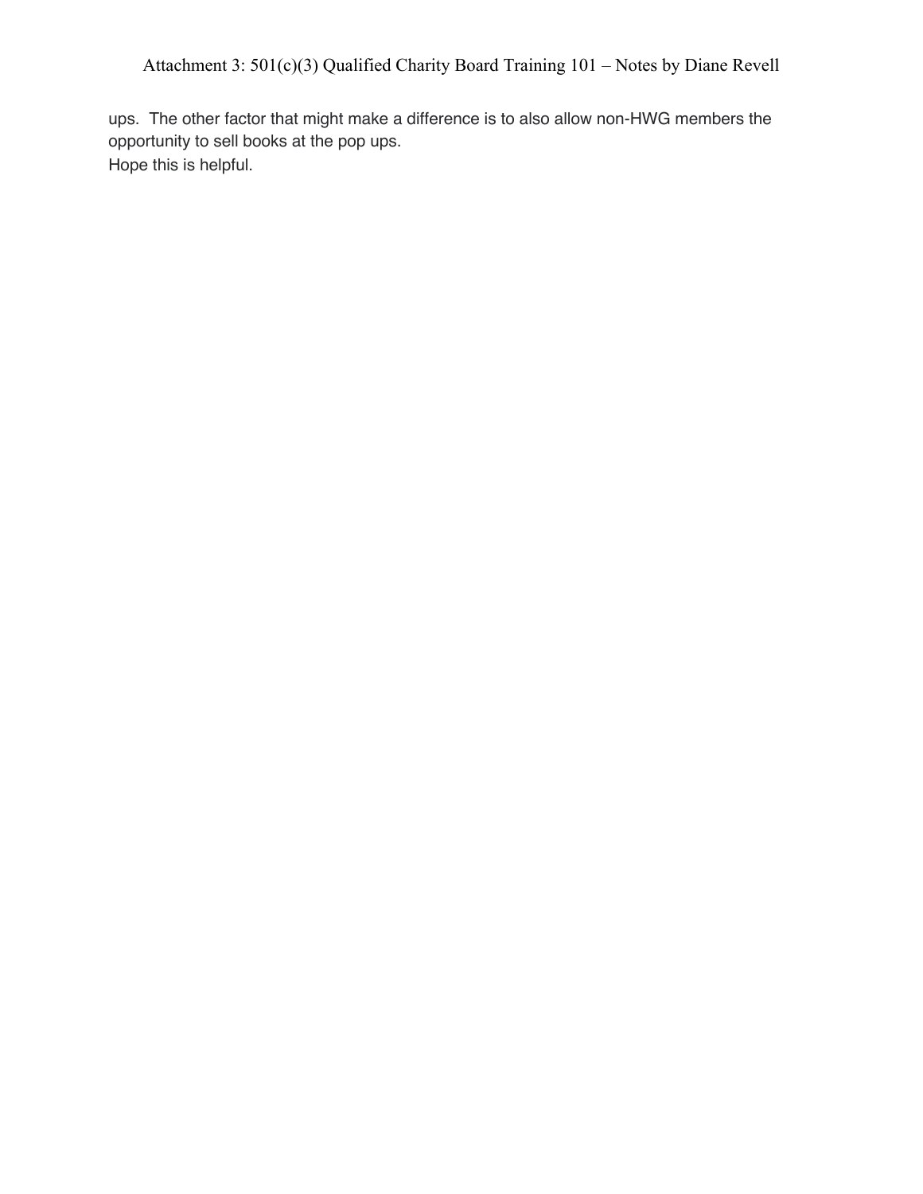ups.  The other factor that might make a difference is to also allow non-HWG members the opportunity to sell books at the pop ups.
Hope this is helpful.